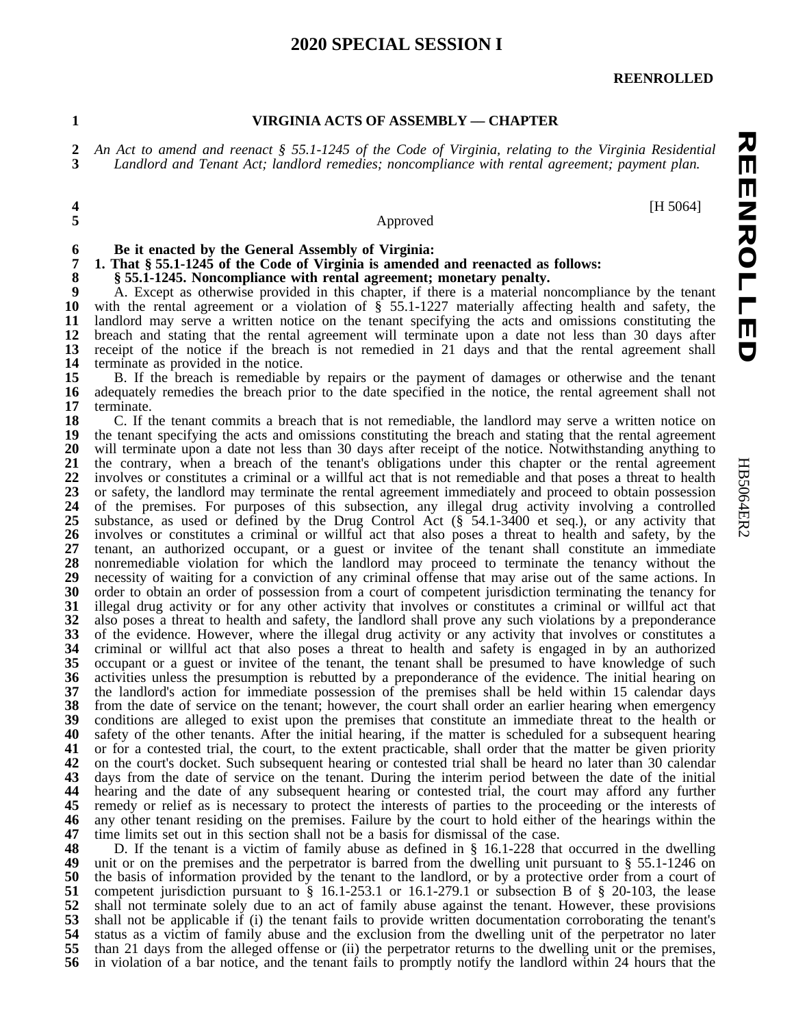# 2020 SPECIAL SESSION I

**REENROLLED**

## VIRGINIA ACTS OF ASSEMBLY — CHAPTER

*An Act to amend and reenact § 55.1-1245 of the Code of Virginia, relating to the Virginia Residential Landlord and Tenant Act; landlord remedies; noncompliance with rental agreement; payment plan.*

[H 5064]

Approved

**Be it enacted by the General Assembly of Virginia:**

**1. That § 55.1-1245 of the Code of Virginia is amended and reenacted as follows:**

**§ 55.1-1245. Noncompliance with rental agreement; monetary penalty.**

A. Except as otherwise provided in this chapter, if there is a material noncompliance by the tenant with the rental agreement or a violation of § 55.1-1227 materially affecting health and safety, the landlord may serve a written notice on the tenant specifying the acts and omissions constituting the breach and stating that the rental agreement will terminate upon a date not less than 30 days after receipt of the notice if the breach is not remedied in 21 days and that the rental agreement shall terminate as provided in the notice.

B. If the breach is remediable by repairs or the payment of damages or otherwise and the tenant adequately remedies the breach prior to the date specified in the notice, the rental agreement shall not terminate.

C. If the tenant commits a breach that is not remediable, the landlord may serve a written notice on the tenant specifying the acts and omissions constituting the breach and stating that the rental agreement will terminate upon a date not less than 30 days after receipt of the notice. Notwithstanding anything to the contrary, when a breach of the tenant's obligations under this chapter or the rental agreement involves or constitutes a criminal or a willful act that is not remediable and that poses a threat to health or safety, the landlord may terminate the rental agreement immediately and proceed to obtain possession of the premises. For purposes of this subsection, any illegal drug activity involving a controlled substance, as used or defined by the Drug Control Act (§ 54.1-3400 et seq.), or any activity that involves or constitutes a criminal or willful act that also poses a threat to health and safety, by the tenant, an authorized occupant, or a guest or invitee of the tenant shall constitute an immediate nonremediable violation for which the landlord may proceed to terminate the tenancy without the necessity of waiting for a conviction of any criminal offense that may arise out of the same actions. In order to obtain an order of possession from a court of competent jurisdiction terminating the tenancy for illegal drug activity or for any other activity that involves or constitutes a criminal or willful act that also poses a threat to health and safety, the landlord shall prove any such violations by a preponderance of the evidence. However, where the illegal drug activity or any activity that involves or constitutes a criminal or willful act that also poses a threat to health and safety is engaged in by an authorized occupant or a guest or invitee of the tenant, the tenant shall be presumed to have knowledge of such activities unless the presumption is rebutted by a preponderance of the evidence. The initial hearing on the landlord's action for immediate possession of the premises shall be held within 15 calendar days from the date of service on the tenant; however, the court shall order an earlier hearing when emergency conditions are alleged to exist upon the premises that constitute an immediate threat to the health or safety of the other tenants. After the initial hearing, if the matter is scheduled for a subsequent hearing or for a contested trial, the court, to the extent practicable, shall order that the matter be given priority on the court's docket. Such subsequent hearing or contested trial shall be heard no later than 30 calendar days from the date of service on the tenant. During the interim period between the date of the initial hearing and the date of any subsequent hearing or contested trial, the court may afford any further remedy or relief as is necessary to protect the interests of parties to the proceeding or the interests of any other tenant residing on the premises. Failure by the court to hold either of the hearings within the time limits set out in this section shall not be a basis for dismissal of the case.

D. If the tenant is a victim of family abuse as defined in § 16.1-228 that occurred in the dwelling unit or on the premises and the perpetrator is barred from the dwelling unit pursuant to § 55.1-1246 on the basis of information provided by the tenant to the landlord, or by a protective order from a court of competent jurisdiction pursuant to § 16.1-253.1 or 16.1-279.1 or subsection B of § 20-103, the lease shall not terminate solely due to an act of family abuse against the tenant. However, these provisions shall not be applicable if (i) the tenant fails to provide written documentation corroborating the tenant's status as a victim of family abuse and the exclusion from the dwelling unit of the perpetrator no later than 21 days from the alleged offense or (ii) the perpetrator returns to the dwelling unit or the premises, in violation of a bar notice, and the tenant fails to promptly notify the landlord within 24 hours that the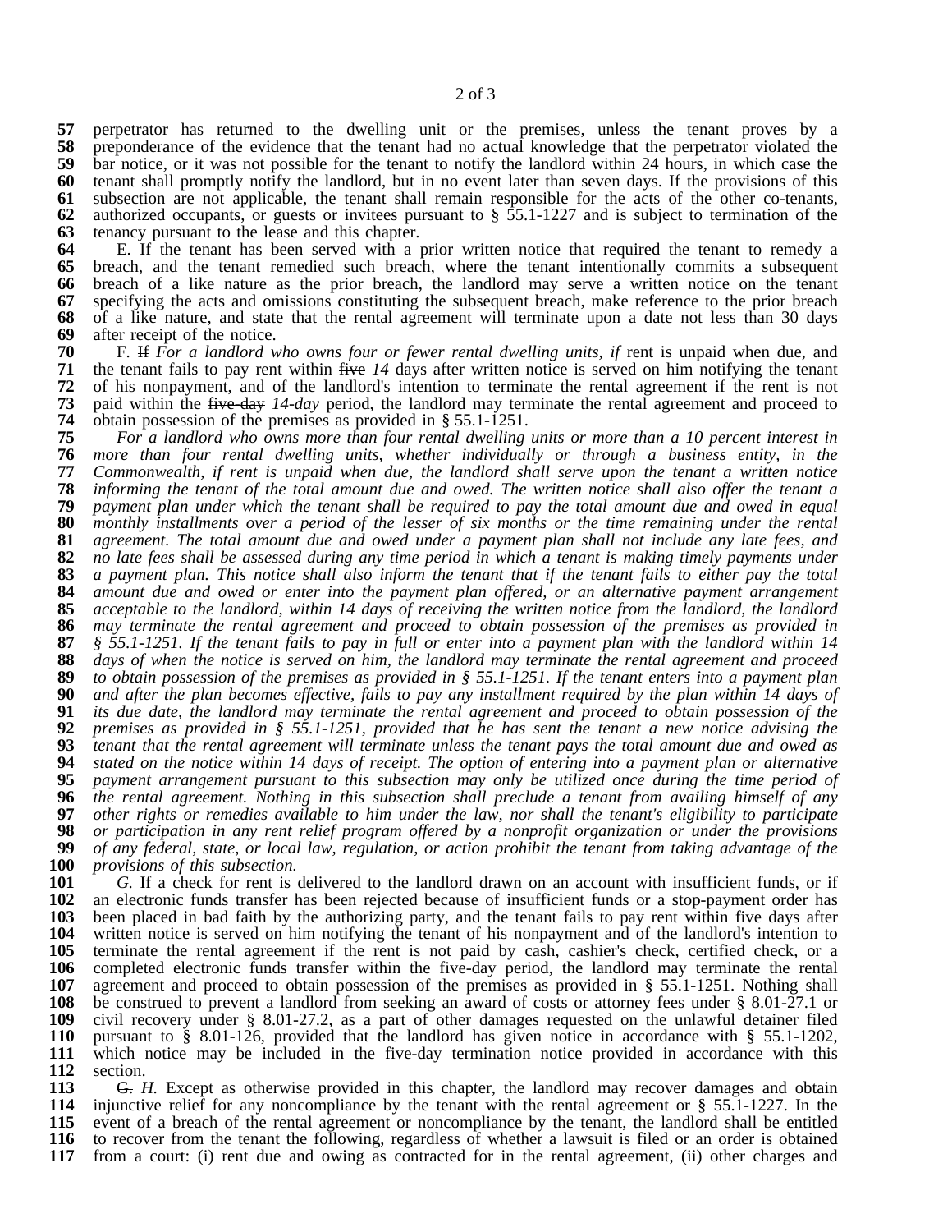perpetrator has returned to the dwelling unit or the premises, unless the tenant proves by a preponderance of the evidence that the tenant had no actual knowledge that the perpetrator violated the bar notice, or it was not possible for the tenant to notify the landlord within 24 hours, in which case the tenant shall promptly notify the landlord, but in no event later than seven days. If the provisions of this subsection are not applicable, the tenant shall remain responsible for the acts of the other co-tenants, authorized occupants, or guests or invitees pursuant to § 55.1-1227 and is subject to termination of the tenancy pursuant to the lease and this chapter.

E. If the tenant has been served with a prior written notice that required the tenant to remedy a breach, and the tenant remedied such breach, where the tenant intentionally commits a subsequent breach of a like nature as the prior breach, the landlord may serve a written notice on the tenant specifying the acts and omissions constituting the subsequent breach, make reference to the prior breach of a like nature, and state that the rental agreement will terminate upon a date not less than 30 days after receipt of the notice.

F. ~~If~~ *For a landlord who owns four or fewer rental dwelling units, if* rent is unpaid when due, and the tenant fails to pay rent within ~~five~~ *14* days after written notice is served on him notifying the tenant of his nonpayment, and of the landlord's intention to terminate the rental agreement if the rent is not paid within the ~~five-day~~ *14-day* period, the landlord may terminate the rental agreement and proceed to obtain possession of the premises as provided in § 55.1-1251.

*For a landlord who owns more than four rental dwelling units or more than a 10 percent interest in more than four rental dwelling units, whether individually or through a business entity, in the Commonwealth, if rent is unpaid when due, the landlord shall serve upon the tenant a written notice informing the tenant of the total amount due and owed. The written notice shall also offer the tenant a payment plan under which the tenant shall be required to pay the total amount due and owed in equal monthly installments over a period of the lesser of six months or the time remaining under the rental agreement. The total amount due and owed under a payment plan shall not include any late fees, and no late fees shall be assessed during any time period in which a tenant is making timely payments under a payment plan. This notice shall also inform the tenant that if the tenant fails to either pay the total amount due and owed or enter into the payment plan offered, or an alternative payment arrangement acceptable to the landlord, within 14 days of receiving the written notice from the landlord, the landlord may terminate the rental agreement and proceed to obtain possession of the premises as provided in § 55.1-1251. If the tenant fails to pay in full or enter into a payment plan with the landlord within 14 days of when the notice is served on him, the landlord may terminate the rental agreement and proceed to obtain possession of the premises as provided in § 55.1-1251. If the tenant enters into a payment plan and after the plan becomes effective, fails to pay any installment required by the plan within 14 days of its due date, the landlord may terminate the rental agreement and proceed to obtain possession of the premises as provided in § 55.1-1251, provided that he has sent the tenant a new notice advising the tenant that the rental agreement will terminate unless the tenant pays the total amount due and owed as stated on the notice within 14 days of receipt. The option of entering into a payment plan or alternative payment arrangement pursuant to this subsection may only be utilized once during the time period of the rental agreement. Nothing in this subsection shall preclude a tenant from availing himself of any other rights or remedies available to him under the law, nor shall the tenant's eligibility to participate or participation in any rent relief program offered by a nonprofit organization or under the provisions of any federal, state, or local law, regulation, or action prohibit the tenant from taking advantage of the provisions of this subsection.*

*G.* If a check for rent is delivered to the landlord drawn on an account with insufficient funds, or if an electronic funds transfer has been rejected because of insufficient funds or a stop-payment order has been placed in bad faith by the authorizing party, and the tenant fails to pay rent within five days after written notice is served on him notifying the tenant of his nonpayment and of the landlord's intention to terminate the rental agreement if the rent is not paid by cash, cashier's check, certified check, or a completed electronic funds transfer within the five-day period, the landlord may terminate the rental agreement and proceed to obtain possession of the premises as provided in § 55.1-1251. Nothing shall be construed to prevent a landlord from seeking an award of costs or attorney fees under § 8.01-27.1 or civil recovery under § 8.01-27.2, as a part of other damages requested on the unlawful detainer filed pursuant to § 8.01-126, provided that the landlord has given notice in accordance with § 55.1-1202, which notice may be included in the five-day termination notice provided in accordance with this section.

~~G.~~ *H.* Except as otherwise provided in this chapter, the landlord may recover damages and obtain injunctive relief for any noncompliance by the tenant with the rental agreement or § 55.1-1227. In the event of a breach of the rental agreement or noncompliance by the tenant, the landlord shall be entitled to recover from the tenant the following, regardless of whether a lawsuit is filed or an order is obtained from a court: (i) rent due and owing as contracted for in the rental agreement, (ii) other charges and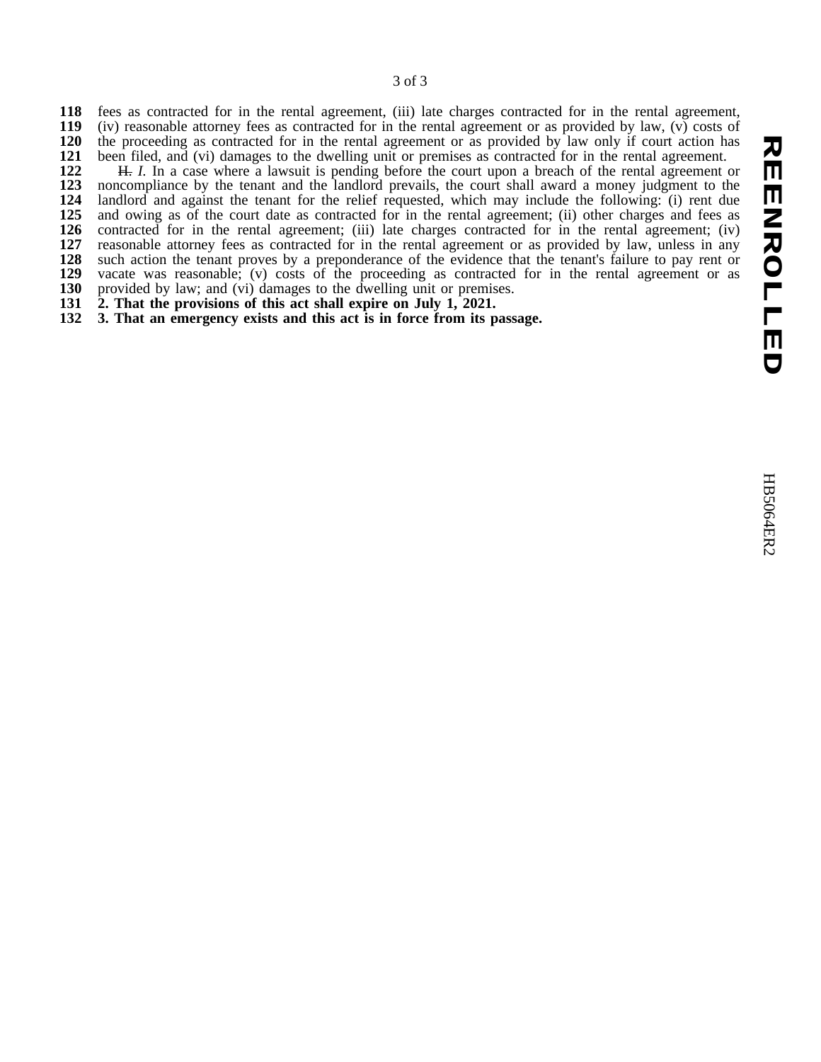118 fees as contracted for in the rental agreement, (iii) late charges contracted for in the rental agreement,
119 (iv) reasonable attorney fees as contracted for in the rental agreement or as provided by law, (v) costs of
120 the proceeding as contracted for in the rental agreement or as provided by law only if court action has
121 been filed, and (vi) damages to the dwelling unit or premises as contracted for in the rental agreement.

122 ~~H.~~ *I.* In a case where a lawsuit is pending before the court upon a breach of the rental agreement or
123 noncompliance by the tenant and the landlord prevails, the court shall award a money judgment to the
124 landlord and against the tenant for the relief requested, which may include the following: (i) rent due
125 and owing as of the court date as contracted for in the rental agreement; (ii) other charges and fees as
126 contracted for in the rental agreement; (iii) late charges contracted for in the rental agreement; (iv)
127 reasonable attorney fees as contracted for in the rental agreement or as provided by law, unless in any
128 such action the tenant proves by a preponderance of the evidence that the tenant's failure to pay rent or
129 vacate was reasonable; (v) costs of the proceeding as contracted for in the rental agreement or as
130 provided by law; and (vi) damages to the dwelling unit or premises.

131 **2. That the provisions of this act shall expire on July 1, 2021.**

132 **3. That an emergency exists and this act is in force from its passage.**

**REENROLLED**

HB5064ER2